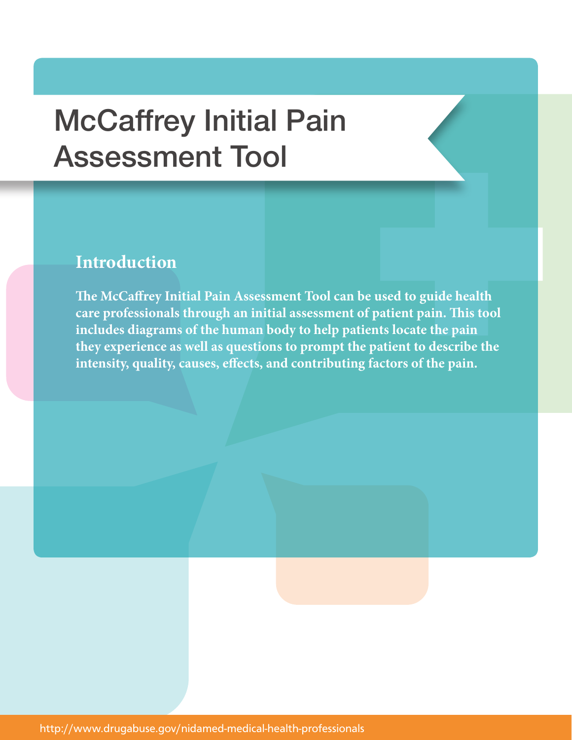# McCaffrey Initial Pain Assessment Tool

## Introduction

**The McCaffrey Initial Pain Assessment Tool can be used to guide health care professionals through an initial assessment of patient pain. This tool includes diagrams of the human body to help patients locate the pain they experience as well as questions to prompt the patient to describe the intensity, quality, causes, effects, and contributing factors of the pain.**

http://www.drugabuse.gov/nidamed-medical-health-professionals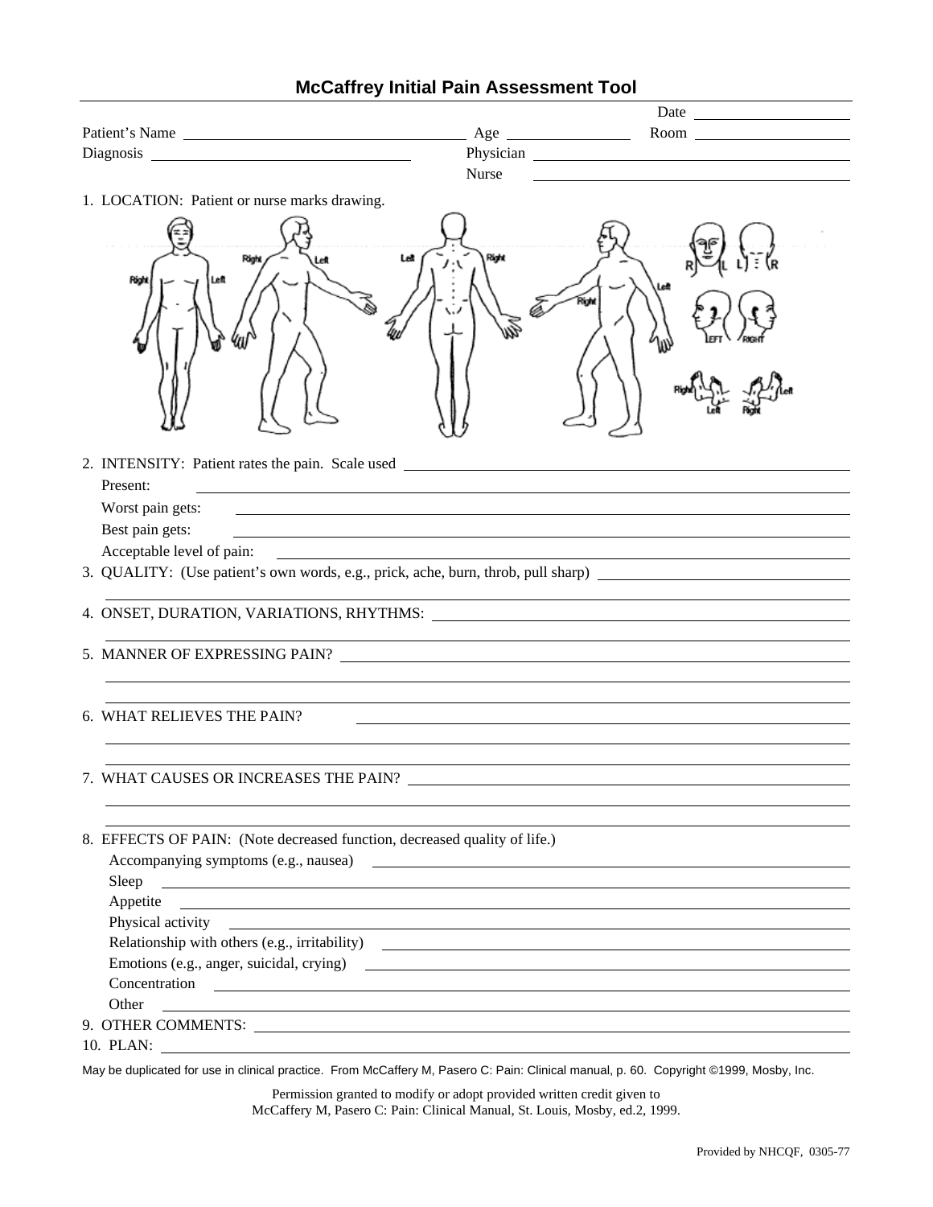# McCaffrey Initial Pain Assessment Tool

Date ____________________

Patient's Name ______________________________ Age ______________ Room ____________________

Diagnosis ______________________________ Physician ______________________________

Nurse ______________________________

1. LOCATION: Patient or nurse marks drawing.

Right Left Right Left Left Right Left Right R L L R LEFT RIGHT Right Left Left Right

2. INTENSITY: Patient rates the pain. Scale used ______________________________

   Present: ______________________________

   Worst pain gets: ______________________________

   Best pain gets: ______________________________

   Acceptable level of pain: ______________________________

3. QUALITY: (Use patient's own words, e.g., prick, ache, burn, throb, pull sharp) ______________________________

4. ONSET, DURATION, VARIATIONS, RHYTHMS: ______________________________

5. MANNER OF EXPRESSING PAIN? ______________________________

6. WHAT RELIEVES THE PAIN? ______________________________

7. WHAT CAUSES OR INCREASES THE PAIN? ______________________________

8. EFFECTS OF PAIN: (Note decreased function, decreased quality of life.)

   Accompanying symptoms (e.g., nausea) ______________________________

   Sleep ______________________________

   Appetite ______________________________

   Physical activity ______________________________

   Relationship with others (e.g., irritability) ______________________________

   Emotions (e.g., anger, suicidal, crying) ______________________________

   Concentration ______________________________

   Other ______________________________

9. OTHER COMMENTS: ______________________________

10. PLAN: ______________________________

May be duplicated for use in clinical practice. From McCaffery M, Pasero C: Pain: Clinical manual, p. 60. Copyright ©1999, Mosby, Inc.

Permission granted to modify or adopt provided written credit given to McCaffery M, Pasero C: Pain: Clinical Manual, St. Louis, Mosby, ed.2, 1999.

Provided by NHCQF, 0305-77